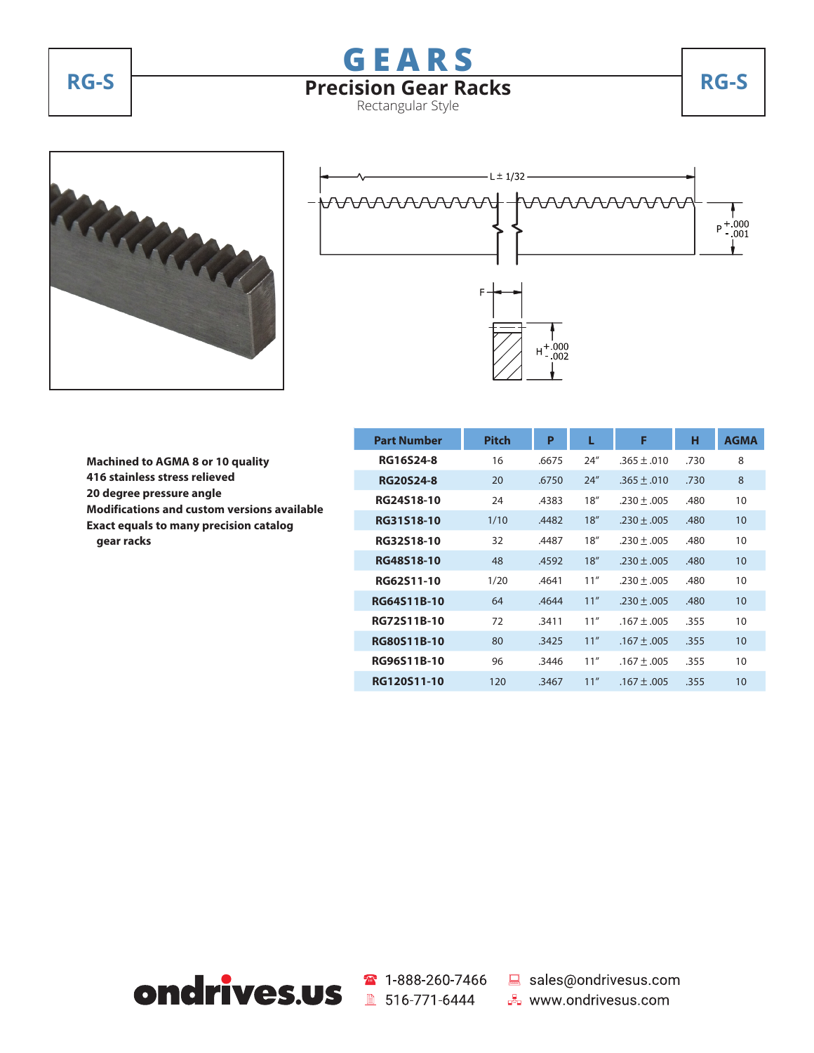# GEARS

## Precision Gear Racks

Rectangular Style

RG-S

L ± 1/32

P +.000 -.001

F

H +.000 -.002

**Machined to AGMA 8 or 10 quality**
**416 stainless stress relieved**
**20 degree pressure angle**
**Modifications and custom versions available**
**Exact equals to many precision catalog gear racks**

| Part Number | Pitch | P | L | F | H | AGMA |
|---|---|---|---|---|---|---|
| RG16S24-8 | 16 | .6675 | 24" | .365 ± .010 | .730 | 8 |
| RG20S24-8 | 20 | .6750 | 24" | .365 ± .010 | .730 | 8 |
| RG24S18-10 | 24 | .4383 | 18" | .230 ± .005 | .480 | 10 |
| RG31S18-10 | 1/10 | .4482 | 18" | .230 ± .005 | .480 | 10 |
| RG32S18-10 | 32 | .4487 | 18" | .230 ± .005 | .480 | 10 |
| RG48S18-10 | 48 | .4592 | 18" | .230 ± .005 | .480 | 10 |
| RG62S11-10 | 1/20 | .4641 | 11" | .230 ± .005 | .480 | 10 |
| RG64S11B-10 | 64 | .4644 | 11" | .230 ± .005 | .480 | 10 |
| RG72S11B-10 | 72 | .3411 | 11" | .167 ± .005 | .355 | 10 |
| RG80S11B-10 | 80 | .3425 | 11" | .167 ± .005 | .355 | 10 |
| RG96S11B-10 | 96 | .3446 | 11" | .167 ± .005 | .355 | 10 |
| RG120S11-10 | 120 | .3467 | 11" | .167 ± .005 | .355 | 10 |

ondrives.us — 1-888-260-7466 — 516-771-6444 — sales@ondrivesus.com — www.ondrivesus.com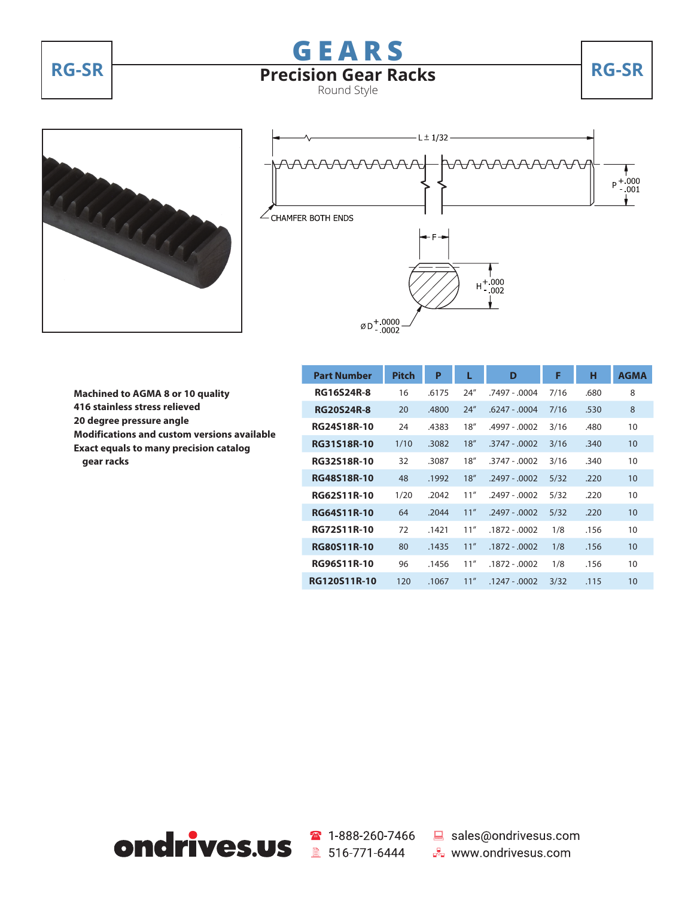# GEARS

## Precision Gear Racks

Round Style

RG-SR

L ± 1/32

CHAMFER BOTH ENDS

P +.000 -.001

F

H +.000 -.002

ØD +.0000 -.0002

**Machined to AGMA 8 or 10 quality**
**416 stainless stress relieved**
**20 degree pressure angle**
**Modifications and custom versions available**
**Exact equals to many precision catalog gear racks**

| Part Number | Pitch | P | L | D | F | H | AGMA |
|---|---|---|---|---|---|---|---|
| RG16S24R-8 | 16 | .6175 | 24" | .7497 - .0004 | 7/16 | .680 | 8 |
| RG20S24R-8 | 20 | .4800 | 24" | .6247 - .0004 | 7/16 | .530 | 8 |
| RG24S18R-10 | 24 | .4383 | 18" | .4997 - .0002 | 3/16 | .480 | 10 |
| RG31S18R-10 | 1/10 | .3082 | 18" | .3747 - .0002 | 3/16 | .340 | 10 |
| RG32S18R-10 | 32 | .3087 | 18" | .3747 - .0002 | 3/16 | .340 | 10 |
| RG48S18R-10 | 48 | .1992 | 18" | .2497 - .0002 | 5/32 | .220 | 10 |
| RG62S11R-10 | 1/20 | .2042 | 11" | .2497 - .0002 | 5/32 | .220 | 10 |
| RG64S11R-10 | 64 | .2044 | 11" | .2497 - .0002 | 5/32 | .220 | 10 |
| RG72S11R-10 | 72 | .1421 | 11" | .1872 - .0002 | 1/8 | .156 | 10 |
| RG80S11R-10 | 80 | .1435 | 11" | .1872 - .0002 | 1/8 | .156 | 10 |
| RG96S11R-10 | 96 | .1456 | 11" | .1872 - .0002 | 1/8 | .156 | 10 |
| RG120S11R-10 | 120 | .1067 | 11" | .1247 - .0002 | 3/32 | .115 | 10 |

ondrives.us

1-888-260-7466
516-771-6444
sales@ondrivesus.com
www.ondrivesus.com